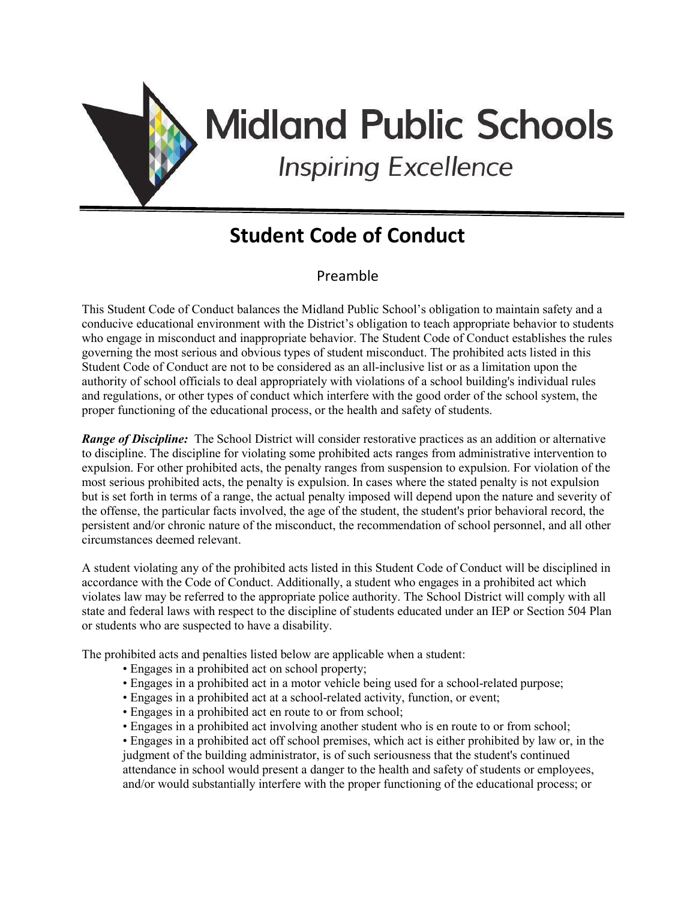# Midland Public Schools

*Inspiring Excellence*

## Student Code of Conduct

### Preamble

This Student Code of Conduct balances the Midland Public School's obligation to maintain safety and a conducive educational environment with the District's obligation to teach appropriate behavior to students who engage in misconduct and inappropriate behavior. The Student Code of Conduct establishes the rules governing the most serious and obvious types of student misconduct. The prohibited acts listed in this Student Code of Conduct are not to be considered as an all-inclusive list or as a limitation upon the authority of school officials to deal appropriately with violations of a school building's individual rules and regulations, or other types of conduct which interfere with the good order of the school system, the proper functioning of the educational process, or the health and safety of students.

***Range of Discipline:*** The School District will consider restorative practices as an addition or alternative to discipline. The discipline for violating some prohibited acts ranges from administrative intervention to expulsion. For other prohibited acts, the penalty ranges from suspension to expulsion. For violation of the most serious prohibited acts, the penalty is expulsion. In cases where the stated penalty is not expulsion but is set forth in terms of a range, the actual penalty imposed will depend upon the nature and severity of the offense, the particular facts involved, the age of the student, the student's prior behavioral record, the persistent and/or chronic nature of the misconduct, the recommendation of school personnel, and all other circumstances deemed relevant.

A student violating any of the prohibited acts listed in this Student Code of Conduct will be disciplined in accordance with the Code of Conduct. Additionally, a student who engages in a prohibited act which violates law may be referred to the appropriate police authority. The School District will comply with all state and federal laws with respect to the discipline of students educated under an IEP or Section 504 Plan or students who are suspected to have a disability.

The prohibited acts and penalties listed below are applicable when a student:

- Engages in a prohibited act on school property;
- Engages in a prohibited act in a motor vehicle being used for a school-related purpose;
- Engages in a prohibited act at a school-related activity, function, or event;
- Engages in a prohibited act en route to or from school;
- Engages in a prohibited act involving another student who is en route to or from school;
- Engages in a prohibited act off school premises, which act is either prohibited by law or, in the judgment of the building administrator, is of such seriousness that the student's continued attendance in school would present a danger to the health and safety of students or employees, and/or would substantially interfere with the proper functioning of the educational process; or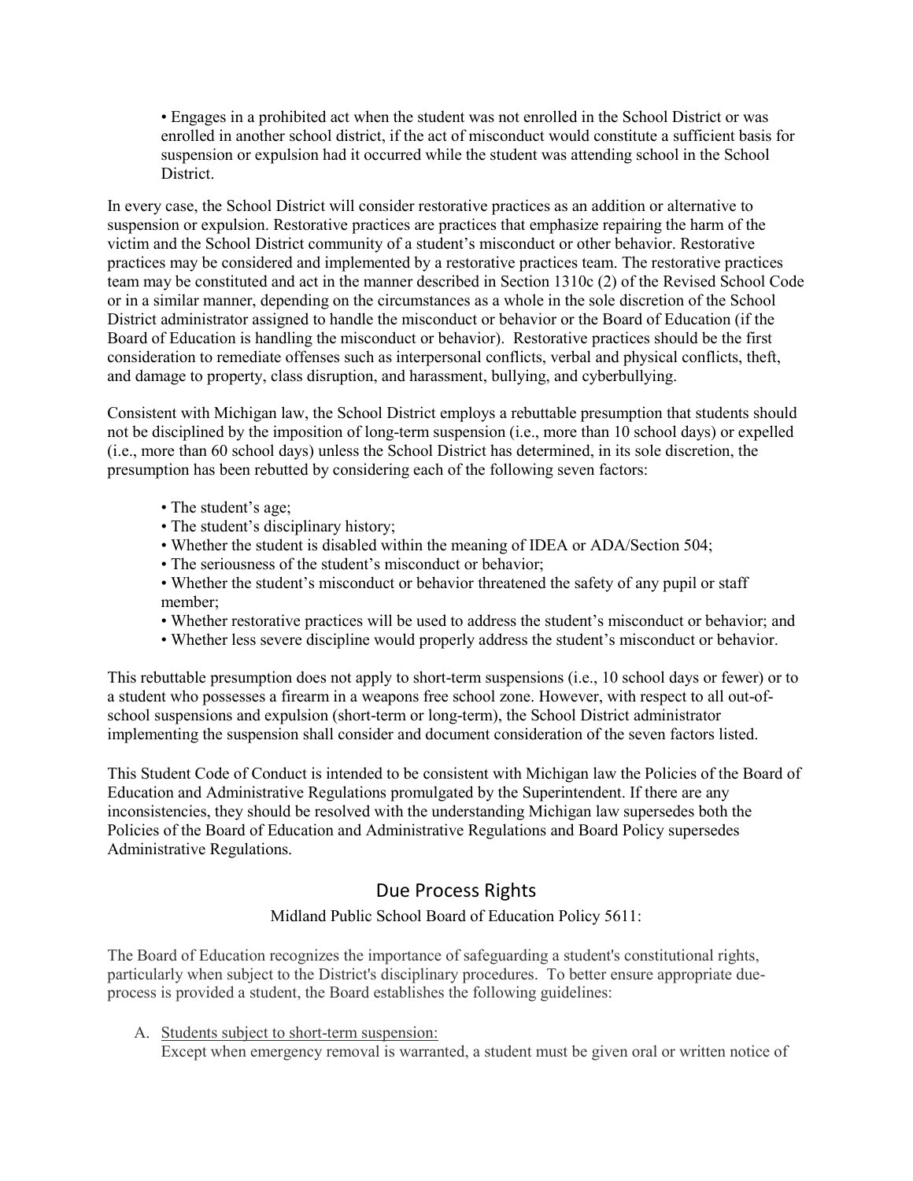- Engages in a prohibited act when the student was not enrolled in the School District or was enrolled in another school district, if the act of misconduct would constitute a sufficient basis for suspension or expulsion had it occurred while the student was attending school in the School District.

In every case, the School District will consider restorative practices as an addition or alternative to suspension or expulsion. Restorative practices are practices that emphasize repairing the harm of the victim and the School District community of a student's misconduct or other behavior. Restorative practices may be considered and implemented by a restorative practices team. The restorative practices team may be constituted and act in the manner described in Section 1310c (2) of the Revised School Code or in a similar manner, depending on the circumstances as a whole in the sole discretion of the School District administrator assigned to handle the misconduct or behavior or the Board of Education (if the Board of Education is handling the misconduct or behavior). Restorative practices should be the first consideration to remediate offenses such as interpersonal conflicts, verbal and physical conflicts, theft, and damage to property, class disruption, and harassment, bullying, and cyberbullying.

Consistent with Michigan law, the School District employs a rebuttable presumption that students should not be disciplined by the imposition of long-term suspension (i.e., more than 10 school days) or expelled (i.e., more than 60 school days) unless the School District has determined, in its sole discretion, the presumption has been rebutted by considering each of the following seven factors:

- The student's age;
- The student's disciplinary history;
- Whether the student is disabled within the meaning of IDEA or ADA/Section 504;
- The seriousness of the student's misconduct or behavior;
- Whether the student's misconduct or behavior threatened the safety of any pupil or staff member;
- Whether restorative practices will be used to address the student's misconduct or behavior; and
- Whether less severe discipline would properly address the student's misconduct or behavior.

This rebuttable presumption does not apply to short-term suspensions (i.e., 10 school days or fewer) or to a student who possesses a firearm in a weapons free school zone. However, with respect to all out-of-school suspensions and expulsion (short-term or long-term), the School District administrator implementing the suspension shall consider and document consideration of the seven factors listed.

This Student Code of Conduct is intended to be consistent with Michigan law the Policies of the Board of Education and Administrative Regulations promulgated by the Superintendent. If there are any inconsistencies, they should be resolved with the understanding Michigan law supersedes both the Policies of the Board of Education and Administrative Regulations and Board Policy supersedes Administrative Regulations.

## Due Process Rights

Midland Public School Board of Education Policy 5611:

The Board of Education recognizes the importance of safeguarding a student's constitutional rights, particularly when subject to the District's disciplinary procedures. To better ensure appropriate due-process is provided a student, the Board establishes the following guidelines:

A. Students subject to short-term suspension:
   Except when emergency removal is warranted, a student must be given oral or written notice of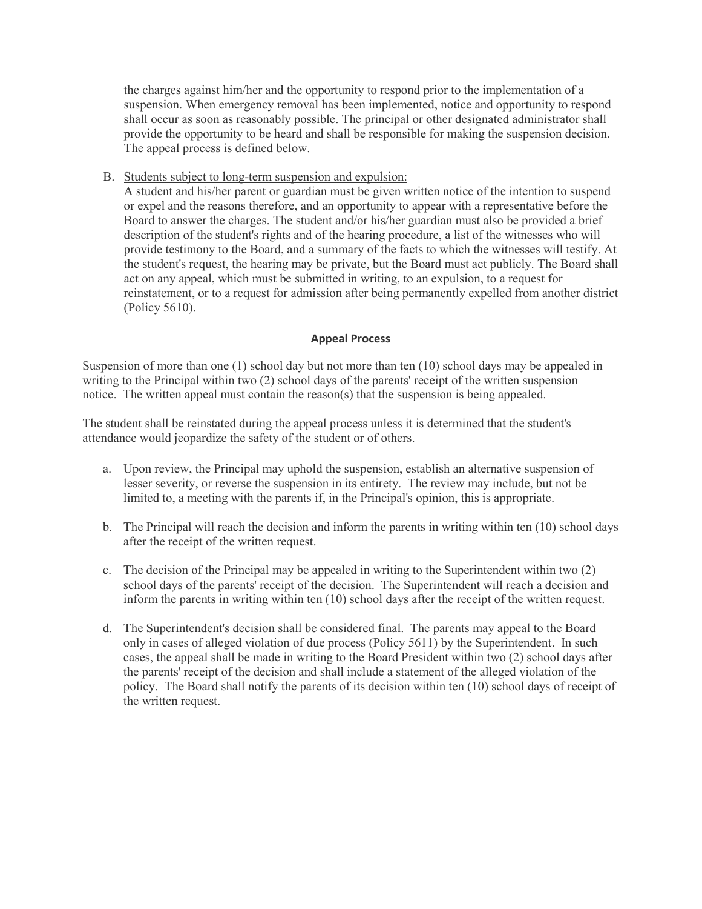the charges against him/her and the opportunity to respond prior to the implementation of a suspension. When emergency removal has been implemented, notice and opportunity to respond shall occur as soon as reasonably possible. The principal or other designated administrator shall provide the opportunity to be heard and shall be responsible for making the suspension decision. The appeal process is defined below.

B. Students subject to long-term suspension and expulsion:
   A student and his/her parent or guardian must be given written notice of the intention to suspend or expel and the reasons therefore, and an opportunity to appear with a representative before the Board to answer the charges. The student and/or his/her guardian must also be provided a brief description of the student's rights and of the hearing procedure, a list of the witnesses who will provide testimony to the Board, and a summary of the facts to which the witnesses will testify. At the student's request, the hearing may be private, but the Board must act publicly. The Board shall act on any appeal, which must be submitted in writing, to an expulsion, to a request for reinstatement, or to a request for admission after being permanently expelled from another district (Policy 5610).

## Appeal Process

Suspension of more than one (1) school day but not more than ten (10) school days may be appealed in writing to the Principal within two (2) school days of the parents' receipt of the written suspension notice. The written appeal must contain the reason(s) that the suspension is being appealed.

The student shall be reinstated during the appeal process unless it is determined that the student's attendance would jeopardize the safety of the student or of others.

a. Upon review, the Principal may uphold the suspension, establish an alternative suspension of lesser severity, or reverse the suspension in its entirety. The review may include, but not be limited to, a meeting with the parents if, in the Principal's opinion, this is appropriate.

b. The Principal will reach the decision and inform the parents in writing within ten (10) school days after the receipt of the written request.

c. The decision of the Principal may be appealed in writing to the Superintendent within two (2) school days of the parents' receipt of the decision. The Superintendent will reach a decision and inform the parents in writing within ten (10) school days after the receipt of the written request.

d. The Superintendent's decision shall be considered final. The parents may appeal to the Board only in cases of alleged violation of due process (Policy 5611) by the Superintendent. In such cases, the appeal shall be made in writing to the Board President within two (2) school days after the parents' receipt of the decision and shall include a statement of the alleged violation of the policy. The Board shall notify the parents of its decision within ten (10) school days of receipt of the written request.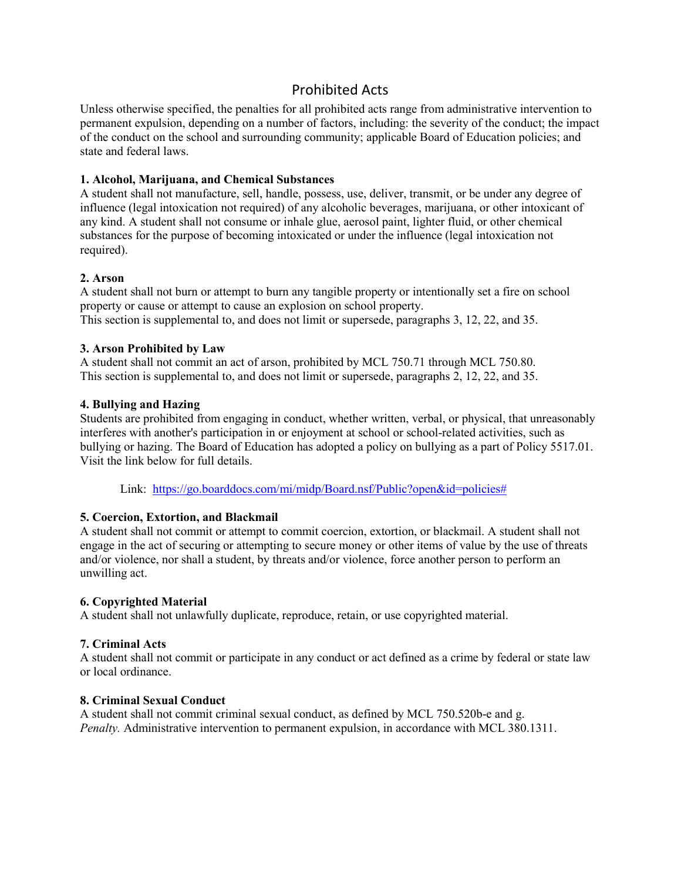# Prohibited Acts

Unless otherwise specified, the penalties for all prohibited acts range from administrative intervention to permanent expulsion, depending on a number of factors, including: the severity of the conduct; the impact of the conduct on the school and surrounding community; applicable Board of Education policies; and state and federal laws.

### 1. Alcohol, Marijuana, and Chemical Substances

A student shall not manufacture, sell, handle, possess, use, deliver, transmit, or be under any degree of influence (legal intoxication not required) of any alcoholic beverages, marijuana, or other intoxicant of any kind. A student shall not consume or inhale glue, aerosol paint, lighter fluid, or other chemical substances for the purpose of becoming intoxicated or under the influence (legal intoxication not required).

### 2. Arson

A student shall not burn or attempt to burn any tangible property or intentionally set a fire on school property or cause or attempt to cause an explosion on school property.
This section is supplemental to, and does not limit or supersede, paragraphs 3, 12, 22, and 35.

### 3. Arson Prohibited by Law

A student shall not commit an act of arson, prohibited by MCL 750.71 through MCL 750.80.
This section is supplemental to, and does not limit or supersede, paragraphs 2, 12, 22, and 35.

### 4. Bullying and Hazing

Students are prohibited from engaging in conduct, whether written, verbal, or physical, that unreasonably interferes with another's participation in or enjoyment at school or school-related activities, such as bullying or hazing. The Board of Education has adopted a policy on bullying as a part of Policy 5517.01. Visit the link below for full details.

Link: [https://go.boarddocs.com/mi/midp/Board.nsf/Public?open&id=policies#](https://go.boarddocs.com/mi/midp/Board.nsf/Public?open&id=policies#)

### 5. Coercion, Extortion, and Blackmail

A student shall not commit or attempt to commit coercion, extortion, or blackmail. A student shall not engage in the act of securing or attempting to secure money or other items of value by the use of threats and/or violence, nor shall a student, by threats and/or violence, force another person to perform an unwilling act.

### 6. Copyrighted Material

A student shall not unlawfully duplicate, reproduce, retain, or use copyrighted material.

### 7. Criminal Acts

A student shall not commit or participate in any conduct or act defined as a crime by federal or state law or local ordinance.

### 8. Criminal Sexual Conduct

A student shall not commit criminal sexual conduct, as defined by MCL 750.520b-e and g.
*Penalty.* Administrative intervention to permanent expulsion, in accordance with MCL 380.1311.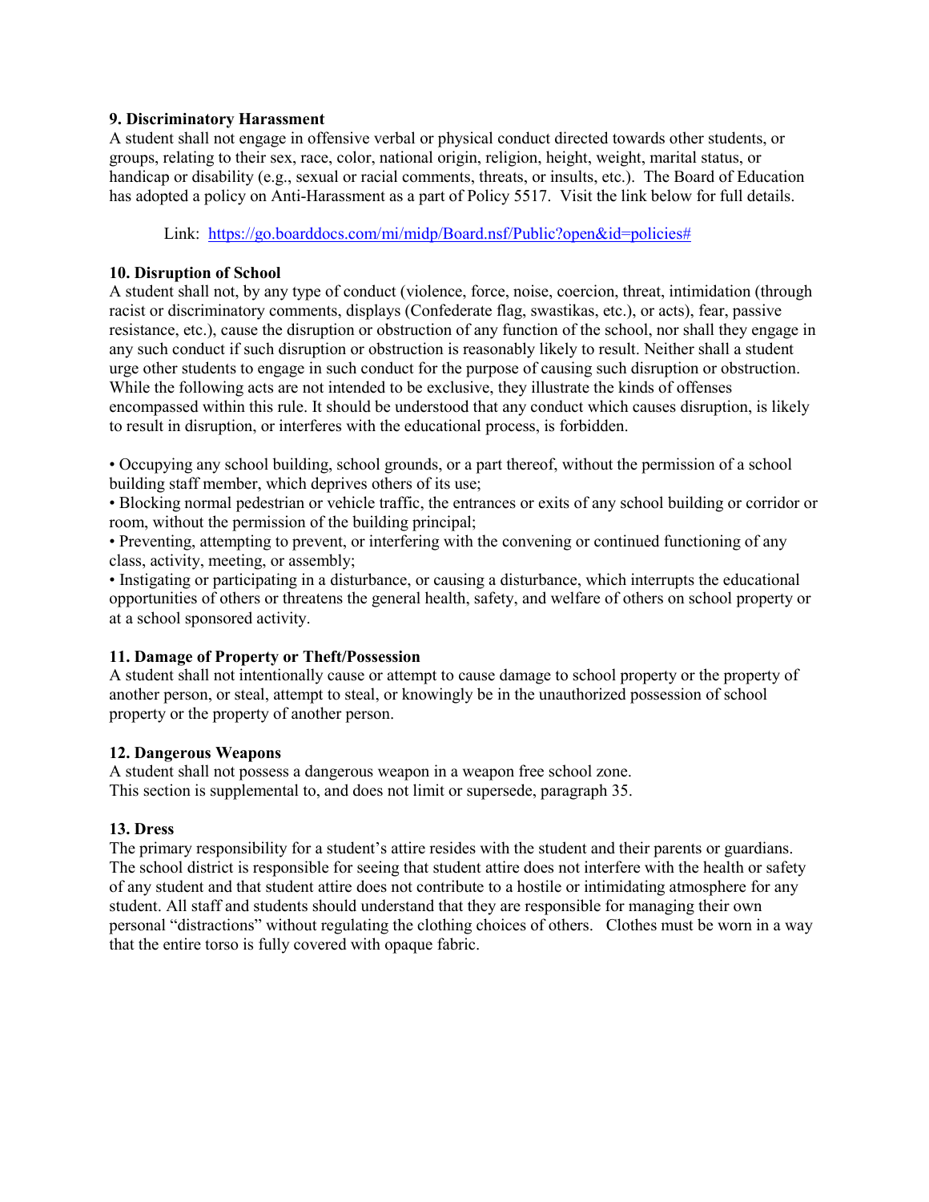**9. Discriminatory Harassment**

A student shall not engage in offensive verbal or physical conduct directed towards other students, or groups, relating to their sex, race, color, national origin, religion, height, weight, marital status, or handicap or disability (e.g., sexual or racial comments, threats, or insults, etc.). The Board of Education has adopted a policy on Anti-Harassment as a part of Policy 5517. Visit the link below for full details.

Link: [https://go.boarddocs.com/mi/midp/Board.nsf/Public?open&id=policies#](https://go.boarddocs.com/mi/midp/Board.nsf/Public?open&id=policies#)

**10. Disruption of School**

A student shall not, by any type of conduct (violence, force, noise, coercion, threat, intimidation (through racist or discriminatory comments, displays (Confederate flag, swastikas, etc.), or acts), fear, passive resistance, etc.), cause the disruption or obstruction of any function of the school, nor shall they engage in any such conduct if such disruption or obstruction is reasonably likely to result. Neither shall a student urge other students to engage in such conduct for the purpose of causing such disruption or obstruction. While the following acts are not intended to be exclusive, they illustrate the kinds of offenses encompassed within this rule. It should be understood that any conduct which causes disruption, is likely to result in disruption, or interferes with the educational process, is forbidden.

- Occupying any school building, school grounds, or a part thereof, without the permission of a school building staff member, which deprives others of its use;
- Blocking normal pedestrian or vehicle traffic, the entrances or exits of any school building or corridor or room, without the permission of the building principal;
- Preventing, attempting to prevent, or interfering with the convening or continued functioning of any class, activity, meeting, or assembly;
- Instigating or participating in a disturbance, or causing a disturbance, which interrupts the educational opportunities of others or threatens the general health, safety, and welfare of others on school property or at a school sponsored activity.

**11. Damage of Property or Theft/Possession**

A student shall not intentionally cause or attempt to cause damage to school property or the property of another person, or steal, attempt to steal, or knowingly be in the unauthorized possession of school property or the property of another person.

**12. Dangerous Weapons**

A student shall not possess a dangerous weapon in a weapon free school zone.
This section is supplemental to, and does not limit or supersede, paragraph 35.

**13. Dress**

The primary responsibility for a student's attire resides with the student and their parents or guardians. The school district is responsible for seeing that student attire does not interfere with the health or safety of any student and that student attire does not contribute to a hostile or intimidating atmosphere for any student. All staff and students should understand that they are responsible for managing their own personal "distractions" without regulating the clothing choices of others. Clothes must be worn in a way that the entire torso is fully covered with opaque fabric.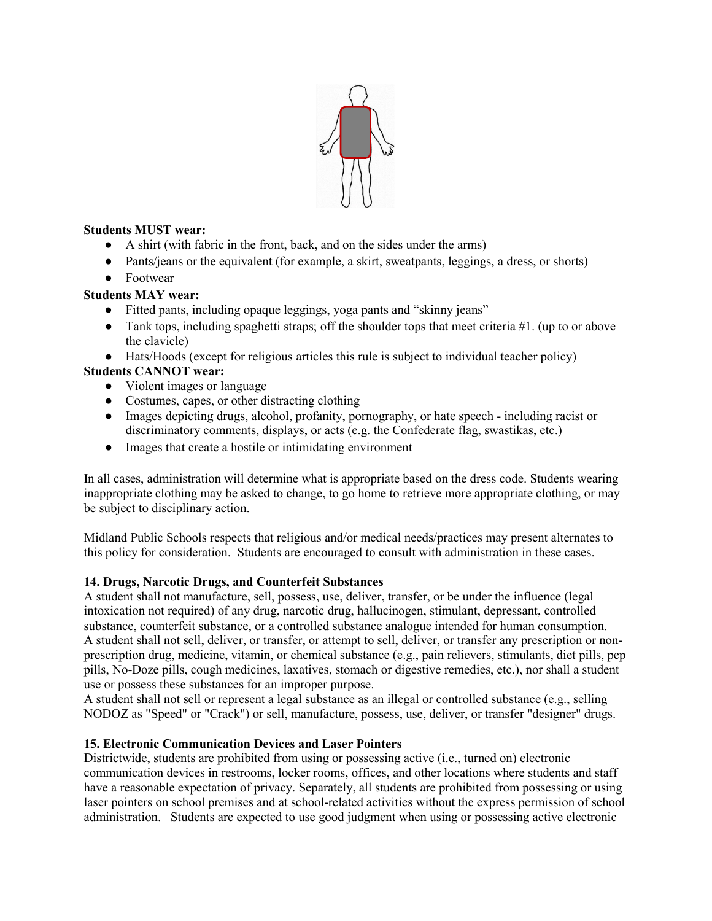**Students MUST wear:**

- A shirt (with fabric in the front, back, and on the sides under the arms)
- Pants/jeans or the equivalent (for example, a skirt, sweatpants, leggings, a dress, or shorts)
- Footwear

**Students MAY wear:**

- Fitted pants, including opaque leggings, yoga pants and "skinny jeans"
- Tank tops, including spaghetti straps; off the shoulder tops that meet criteria #1. (up to or above the clavicle)
- Hats/Hoods (except for religious articles this rule is subject to individual teacher policy)

**Students CANNOT wear:**

- Violent images or language
- Costumes, capes, or other distracting clothing
- Images depicting drugs, alcohol, profanity, pornography, or hate speech - including racist or discriminatory comments, displays, or acts (e.g. the Confederate flag, swastikas, etc.)
- Images that create a hostile or intimidating environment

In all cases, administration will determine what is appropriate based on the dress code. Students wearing inappropriate clothing may be asked to change, to go home to retrieve more appropriate clothing, or may be subject to disciplinary action.

Midland Public Schools respects that religious and/or medical needs/practices may present alternates to this policy for consideration. Students are encouraged to consult with administration in these cases.

**14. Drugs, Narcotic Drugs, and Counterfeit Substances**

A student shall not manufacture, sell, possess, use, deliver, transfer, or be under the influence (legal intoxication not required) of any drug, narcotic drug, hallucinogen, stimulant, depressant, controlled substance, counterfeit substance, or a controlled substance analogue intended for human consumption. A student shall not sell, deliver, or transfer, or attempt to sell, deliver, or transfer any prescription or non-prescription drug, medicine, vitamin, or chemical substance (e.g., pain relievers, stimulants, diet pills, pep pills, No-Doze pills, cough medicines, laxatives, stomach or digestive remedies, etc.), nor shall a student use or possess these substances for an improper purpose.

A student shall not sell or represent a legal substance as an illegal or controlled substance (e.g., selling NODOZ as "Speed" or "Crack") or sell, manufacture, possess, use, deliver, or transfer "designer" drugs.

**15. Electronic Communication Devices and Laser Pointers**

Districtwide, students are prohibited from using or possessing active (i.e., turned on) electronic communication devices in restrooms, locker rooms, offices, and other locations where students and staff have a reasonable expectation of privacy. Separately, all students are prohibited from possessing or using laser pointers on school premises and at school-related activities without the express permission of school administration. Students are expected to use good judgment when using or possessing active electronic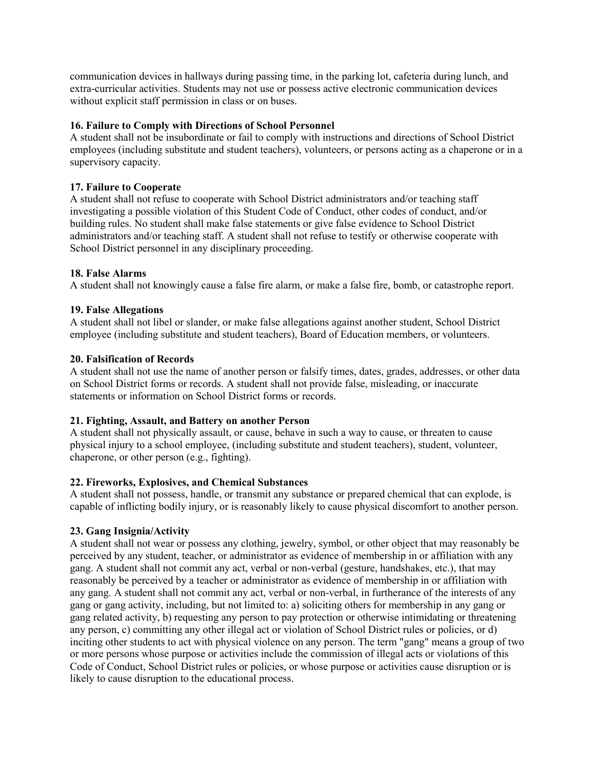communication devices in hallways during passing time, in the parking lot, cafeteria during lunch, and extra-curricular activities. Students may not use or possess active electronic communication devices without explicit staff permission in class or on buses.

**16. Failure to Comply with Directions of School Personnel**
A student shall not be insubordinate or fail to comply with instructions and directions of School District employees (including substitute and student teachers), volunteers, or persons acting as a chaperone or in a supervisory capacity.

**17. Failure to Cooperate**
A student shall not refuse to cooperate with School District administrators and/or teaching staff investigating a possible violation of this Student Code of Conduct, other codes of conduct, and/or building rules. No student shall make false statements or give false evidence to School District administrators and/or teaching staff. A student shall not refuse to testify or otherwise cooperate with School District personnel in any disciplinary proceeding.

**18. False Alarms**
A student shall not knowingly cause a false fire alarm, or make a false fire, bomb, or catastrophe report.

**19. False Allegations**
A student shall not libel or slander, or make false allegations against another student, School District employee (including substitute and student teachers), Board of Education members, or volunteers.

**20. Falsification of Records**
A student shall not use the name of another person or falsify times, dates, grades, addresses, or other data on School District forms or records. A student shall not provide false, misleading, or inaccurate statements or information on School District forms or records.

**21. Fighting, Assault, and Battery on another Person**
A student shall not physically assault, or cause, behave in such a way to cause, or threaten to cause physical injury to a school employee, (including substitute and student teachers), student, volunteer, chaperone, or other person (e.g., fighting).

**22. Fireworks, Explosives, and Chemical Substances**
A student shall not possess, handle, or transmit any substance or prepared chemical that can explode, is capable of inflicting bodily injury, or is reasonably likely to cause physical discomfort to another person.

**23. Gang Insignia/Activity**
A student shall not wear or possess any clothing, jewelry, symbol, or other object that may reasonably be perceived by any student, teacher, or administrator as evidence of membership in or affiliation with any gang. A student shall not commit any act, verbal or non-verbal (gesture, handshakes, etc.), that may reasonably be perceived by a teacher or administrator as evidence of membership in or affiliation with any gang. A student shall not commit any act, verbal or non-verbal, in furtherance of the interests of any gang or gang activity, including, but not limited to: a) soliciting others for membership in any gang or gang related activity, b) requesting any person to pay protection or otherwise intimidating or threatening any person, c) committing any other illegal act or violation of School District rules or policies, or d) inciting other students to act with physical violence on any person. The term "gang" means a group of two or more persons whose purpose or activities include the commission of illegal acts or violations of this Code of Conduct, School District rules or policies, or whose purpose or activities cause disruption or is likely to cause disruption to the educational process.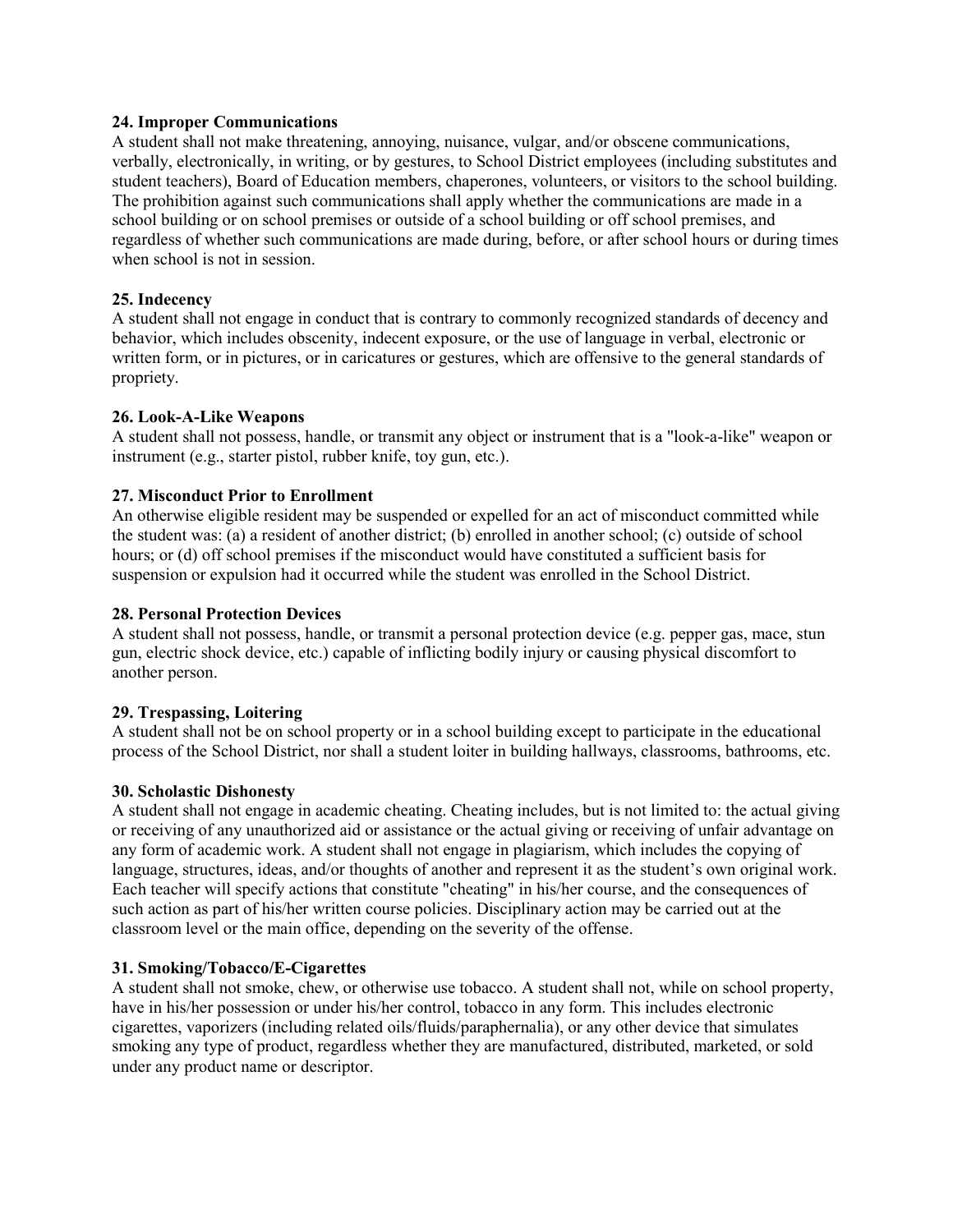**24. Improper Communications**

A student shall not make threatening, annoying, nuisance, vulgar, and/or obscene communications, verbally, electronically, in writing, or by gestures, to School District employees (including substitutes and student teachers), Board of Education members, chaperones, volunteers, or visitors to the school building. The prohibition against such communications shall apply whether the communications are made in a school building or on school premises or outside of a school building or off school premises, and regardless of whether such communications are made during, before, or after school hours or during times when school is not in session.

**25. Indecency**

A student shall not engage in conduct that is contrary to commonly recognized standards of decency and behavior, which includes obscenity, indecent exposure, or the use of language in verbal, electronic or written form, or in pictures, or in caricatures or gestures, which are offensive to the general standards of propriety.

**26. Look-A-Like Weapons**

A student shall not possess, handle, or transmit any object or instrument that is a "look-a-like" weapon or instrument (e.g., starter pistol, rubber knife, toy gun, etc.).

**27. Misconduct Prior to Enrollment**

An otherwise eligible resident may be suspended or expelled for an act of misconduct committed while the student was: (a) a resident of another district; (b) enrolled in another school; (c) outside of school hours; or (d) off school premises if the misconduct would have constituted a sufficient basis for suspension or expulsion had it occurred while the student was enrolled in the School District.

**28. Personal Protection Devices**

A student shall not possess, handle, or transmit a personal protection device (e.g. pepper gas, mace, stun gun, electric shock device, etc.) capable of inflicting bodily injury or causing physical discomfort to another person.

**29. Trespassing, Loitering**

A student shall not be on school property or in a school building except to participate in the educational process of the School District, nor shall a student loiter in building hallways, classrooms, bathrooms, etc.

**30. Scholastic Dishonesty**

A student shall not engage in academic cheating. Cheating includes, but is not limited to: the actual giving or receiving of any unauthorized aid or assistance or the actual giving or receiving of unfair advantage on any form of academic work. A student shall not engage in plagiarism, which includes the copying of language, structures, ideas, and/or thoughts of another and represent it as the student's own original work. Each teacher will specify actions that constitute "cheating" in his/her course, and the consequences of such action as part of his/her written course policies. Disciplinary action may be carried out at the classroom level or the main office, depending on the severity of the offense.

**31. Smoking/Tobacco/E-Cigarettes**

A student shall not smoke, chew, or otherwise use tobacco. A student shall not, while on school property, have in his/her possession or under his/her control, tobacco in any form. This includes electronic cigarettes, vaporizers (including related oils/fluids/paraphernalia), or any other device that simulates smoking any type of product, regardless whether they are manufactured, distributed, marketed, or sold under any product name or descriptor.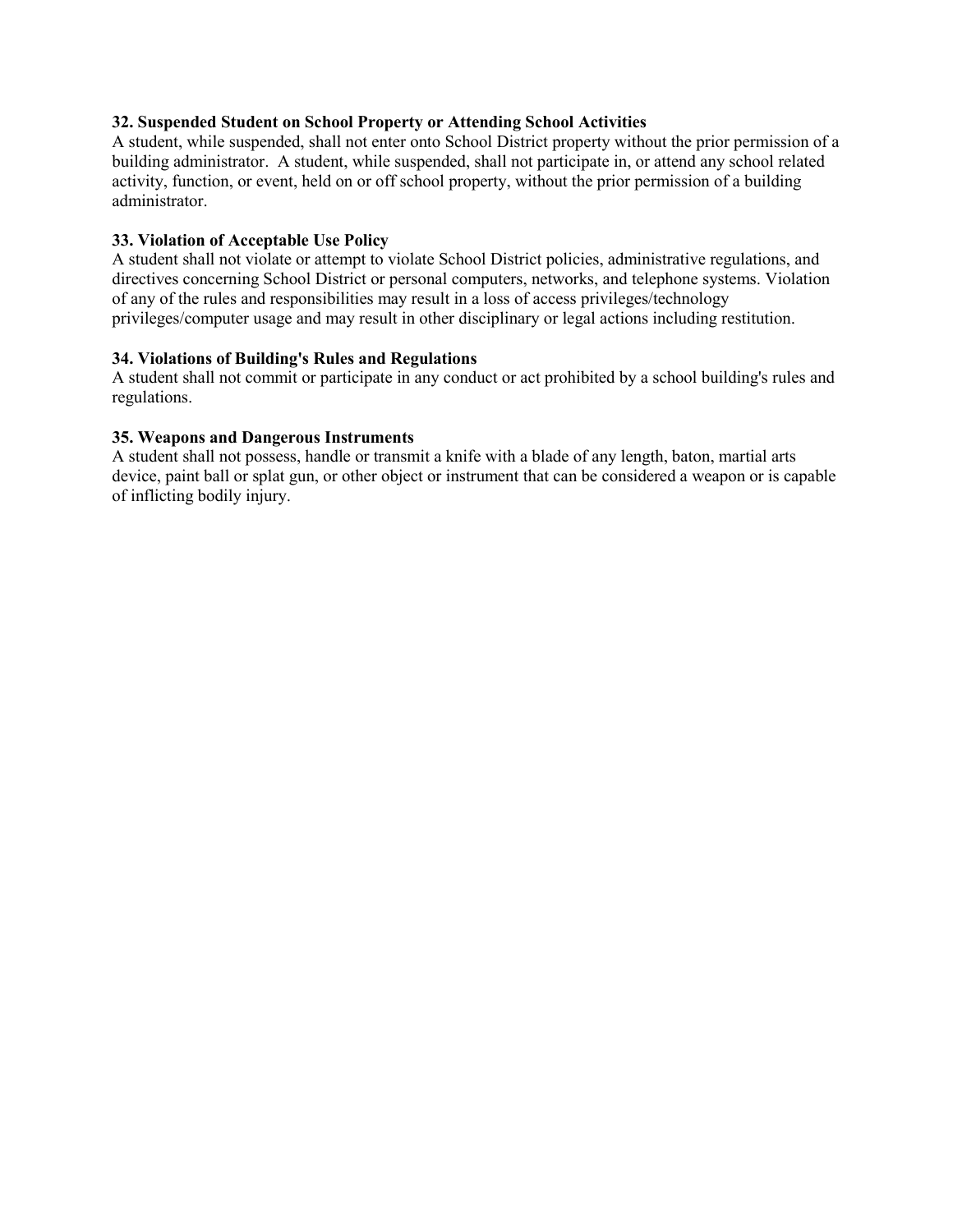**32. Suspended Student on School Property or Attending School Activities**
A student, while suspended, shall not enter onto School District property without the prior permission of a building administrator. A student, while suspended, shall not participate in, or attend any school related activity, function, or event, held on or off school property, without the prior permission of a building administrator.

**33. Violation of Acceptable Use Policy**
A student shall not violate or attempt to violate School District policies, administrative regulations, and directives concerning School District or personal computers, networks, and telephone systems. Violation of any of the rules and responsibilities may result in a loss of access privileges/technology privileges/computer usage and may result in other disciplinary or legal actions including restitution.

**34. Violations of Building's Rules and Regulations**
A student shall not commit or participate in any conduct or act prohibited by a school building's rules and regulations.

**35. Weapons and Dangerous Instruments**
A student shall not possess, handle or transmit a knife with a blade of any length, baton, martial arts device, paint ball or splat gun, or other object or instrument that can be considered a weapon or is capable of inflicting bodily injury.